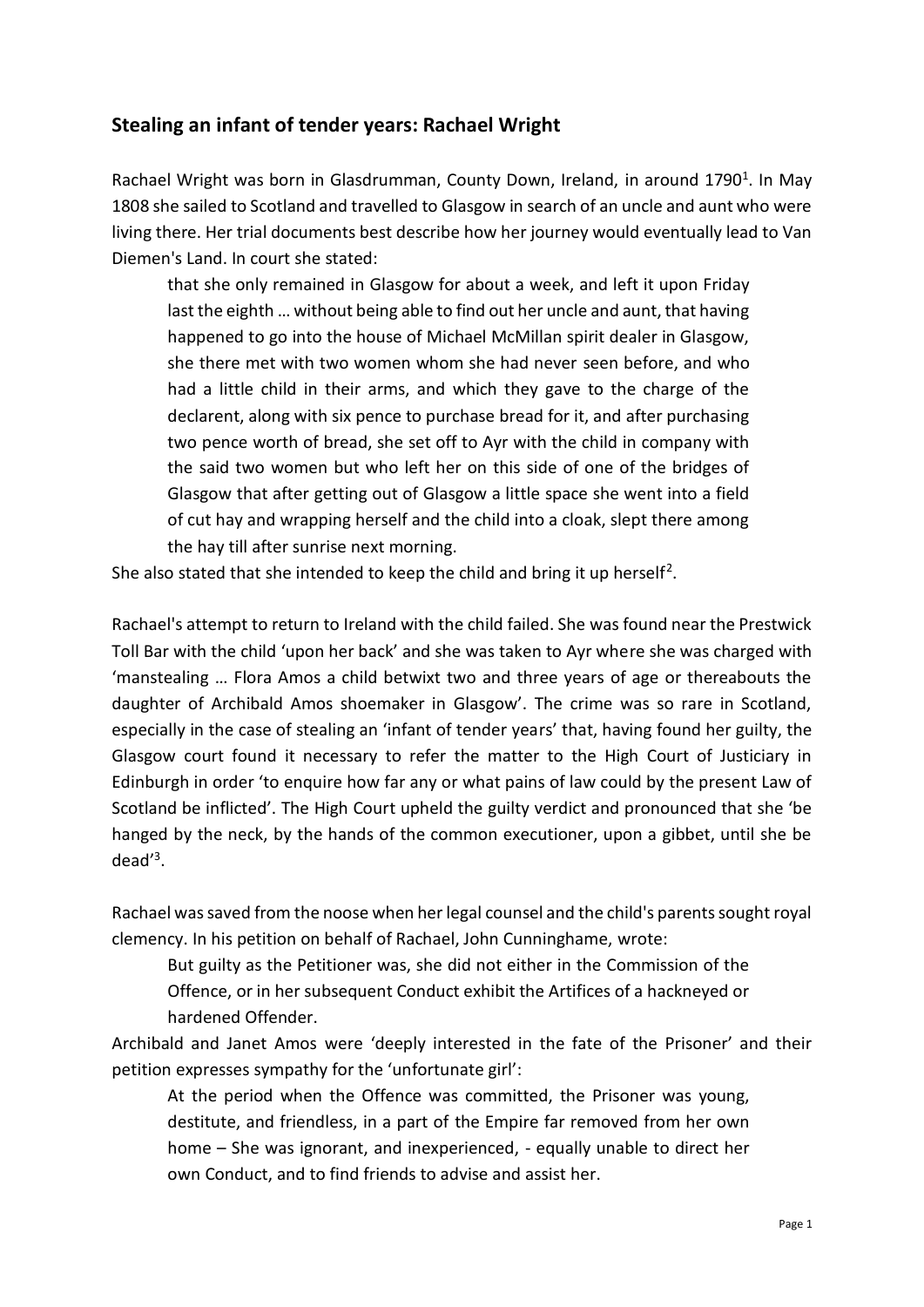## Stealing an infant of tender years: Rachael Wright

Rachael Wright was born in Glasdrumman, County Down, Ireland, in around 1790[1]. In May 1808 she sailed to Scotland and travelled to Glasgow in search of an uncle and aunt who were living there. Her trial documents best describe how her journey would eventually lead to Van Diemen's Land. In court she stated:

> that she only remained in Glasgow for about a week, and left it upon Friday last the eighth … without being able to find out her uncle and aunt, that having happened to go into the house of Michael McMillan spirit dealer in Glasgow, she there met with two women whom she had never seen before, and who had a little child in their arms, and which they gave to the charge of the declarent, along with six pence to purchase bread for it, and after purchasing two pence worth of bread, she set off to Ayr with the child in company with the said two women but who left her on this side of one of the bridges of Glasgow that after getting out of Glasgow a little space she went into a field of cut hay and wrapping herself and the child into a cloak, slept there among the hay till after sunrise next morning.

She also stated that she intended to keep the child and bring it up herself[2].

Rachael's attempt to return to Ireland with the child failed. She was found near the Prestwick Toll Bar with the child 'upon her back' and she was taken to Ayr where she was charged with 'manstealing … Flora Amos a child betwixt two and three years of age or thereabouts the daughter of Archibald Amos shoemaker in Glasgow'. The crime was so rare in Scotland, especially in the case of stealing an 'infant of tender years' that, having found her guilty, the Glasgow court found it necessary to refer the matter to the High Court of Justiciary in Edinburgh in order 'to enquire how far any or what pains of law could by the present Law of Scotland be inflicted'. The High Court upheld the guilty verdict and pronounced that she 'be hanged by the neck, by the hands of the common executioner, upon a gibbet, until she be dead'[3].

Rachael was saved from the noose when her legal counsel and the child's parents sought royal clemency. In his petition on behalf of Rachael, John Cunninghame, wrote:

> But guilty as the Petitioner was, she did not either in the Commission of the Offence, or in her subsequent Conduct exhibit the Artifices of a hackneyed or hardened Offender.

Archibald and Janet Amos were 'deeply interested in the fate of the Prisoner' and their petition expresses sympathy for the 'unfortunate girl':

> At the period when the Offence was committed, the Prisoner was young, destitute, and friendless, in a part of the Empire far removed from her own home – She was ignorant, and inexperienced, - equally unable to direct her own Conduct, and to find friends to advise and assist her.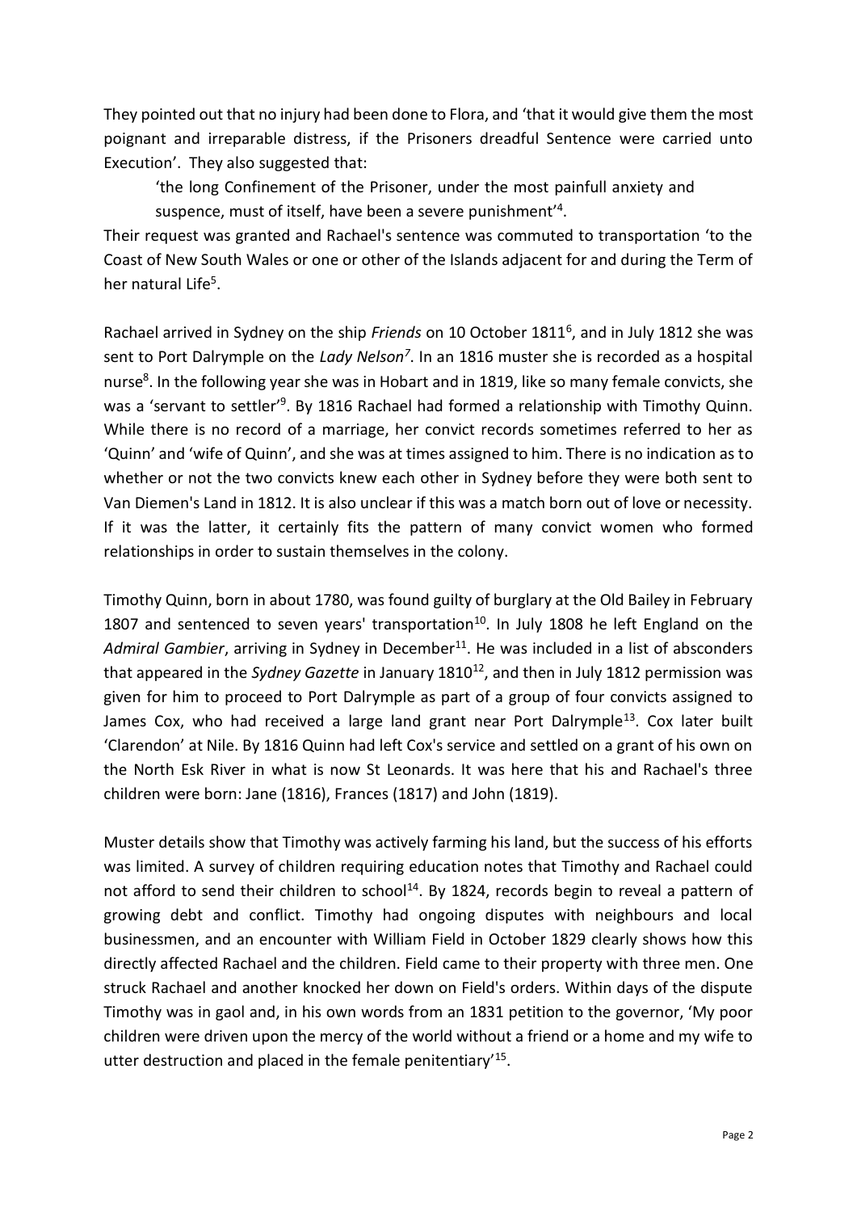They pointed out that no injury had been done to Flora, and 'that it would give them the most poignant and irreparable distress, if the Prisoners dreadful Sentence were carried unto Execution'. They also suggested that:

> 'the long Confinement of the Prisoner, under the most painfull anxiety and suspence, must of itself, have been a severe punishment'[4].

Their request was granted and Rachael's sentence was commuted to transportation 'to the Coast of New South Wales or one or other of the Islands adjacent for and during the Term of her natural Life[5].

Rachael arrived in Sydney on the ship *Friends* on 10 October 1811[6], and in July 1812 she was sent to Port Dalrymple on the *Lady Nelson*[7]. In an 1816 muster she is recorded as a hospital nurse[8]. In the following year she was in Hobart and in 1819, like so many female convicts, she was a 'servant to settler'[9]. By 1816 Rachael had formed a relationship with Timothy Quinn. While there is no record of a marriage, her convict records sometimes referred to her as 'Quinn' and 'wife of Quinn', and she was at times assigned to him. There is no indication as to whether or not the two convicts knew each other in Sydney before they were both sent to Van Diemen's Land in 1812. It is also unclear if this was a match born out of love or necessity. If it was the latter, it certainly fits the pattern of many convict women who formed relationships in order to sustain themselves in the colony.

Timothy Quinn, born in about 1780, was found guilty of burglary at the Old Bailey in February 1807 and sentenced to seven years' transportation[10]. In July 1808 he left England on the *Admiral Gambier*, arriving in Sydney in December[11]. He was included in a list of absconders that appeared in the *Sydney Gazette* in January 1810[12], and then in July 1812 permission was given for him to proceed to Port Dalrymple as part of a group of four convicts assigned to James Cox, who had received a large land grant near Port Dalrymple[13]. Cox later built 'Clarendon' at Nile. By 1816 Quinn had left Cox's service and settled on a grant of his own on the North Esk River in what is now St Leonards. It was here that his and Rachael's three children were born: Jane (1816), Frances (1817) and John (1819).

Muster details show that Timothy was actively farming his land, but the success of his efforts was limited. A survey of children requiring education notes that Timothy and Rachael could not afford to send their children to school[14]. By 1824, records begin to reveal a pattern of growing debt and conflict. Timothy had ongoing disputes with neighbours and local businessmen, and an encounter with William Field in October 1829 clearly shows how this directly affected Rachael and the children. Field came to their property with three men. One struck Rachael and another knocked her down on Field's orders. Within days of the dispute Timothy was in gaol and, in his own words from an 1831 petition to the governor, 'My poor children were driven upon the mercy of the world without a friend or a home and my wife to utter destruction and placed in the female penitentiary'[15].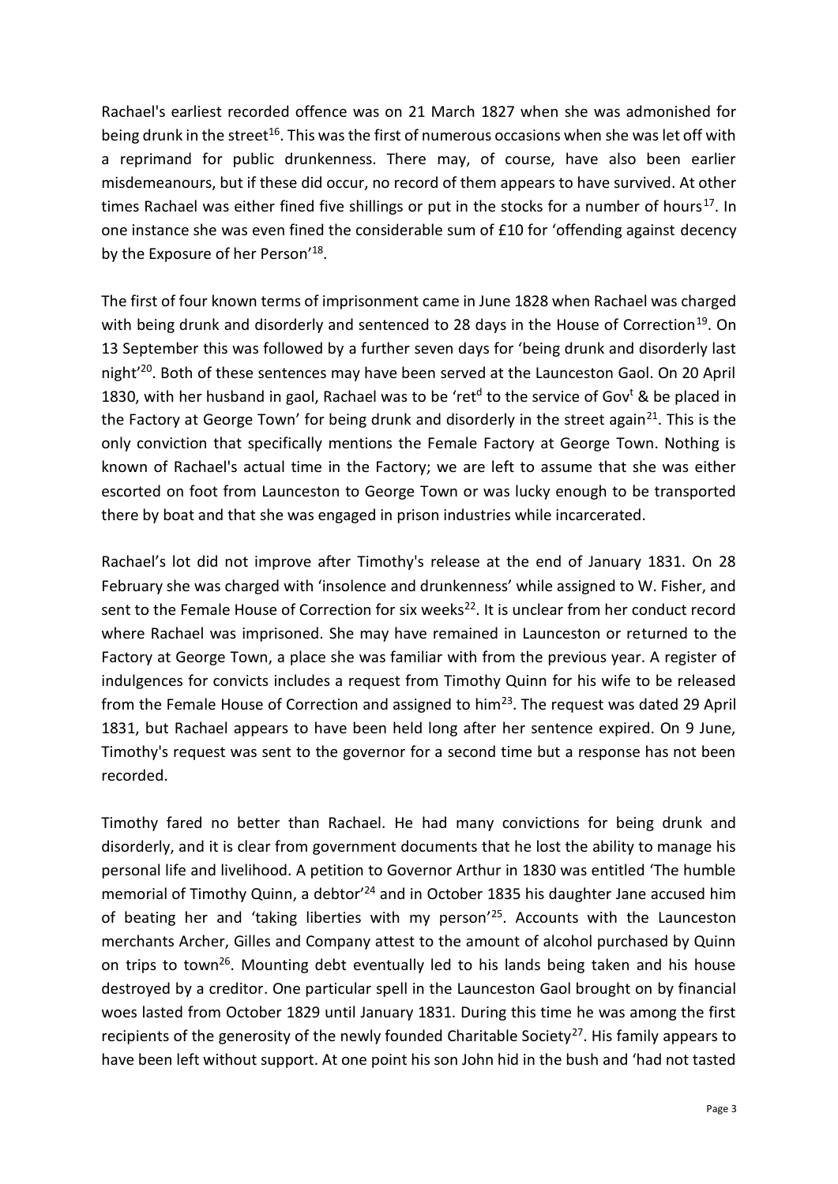Rachael's earliest recorded offence was on 21 March 1827 when she was admonished for being drunk in the street[16]. This was the first of numerous occasions when she was let off with a reprimand for public drunkenness. There may, of course, have also been earlier misdemeanours, but if these did occur, no record of them appears to have survived. At other times Rachael was either fined five shillings or put in the stocks for a number of hours[17]. In one instance she was even fined the considerable sum of £10 for 'offending against decency by the Exposure of her Person'[18].

The first of four known terms of imprisonment came in June 1828 when Rachael was charged with being drunk and disorderly and sentenced to 28 days in the House of Correction[19]. On 13 September this was followed by a further seven days for 'being drunk and disorderly last night'[20]. Both of these sentences may have been served at the Launceston Gaol. On 20 April 1830, with her husband in gaol, Rachael was to be 'ret^d to the service of Gov^t & be placed in the Factory at George Town' for being drunk and disorderly in the street again[21]. This is the only conviction that specifically mentions the Female Factory at George Town. Nothing is known of Rachael's actual time in the Factory; we are left to assume that she was either escorted on foot from Launceston to George Town or was lucky enough to be transported there by boat and that she was engaged in prison industries while incarcerated.

Rachael's lot did not improve after Timothy's release at the end of January 1831. On 28 February she was charged with 'insolence and drunkenness' while assigned to W. Fisher, and sent to the Female House of Correction for six weeks[22]. It is unclear from her conduct record where Rachael was imprisoned. She may have remained in Launceston or returned to the Factory at George Town, a place she was familiar with from the previous year. A register of indulgences for convicts includes a request from Timothy Quinn for his wife to be released from the Female House of Correction and assigned to him[23]. The request was dated 29 April 1831, but Rachael appears to have been held long after her sentence expired. On 9 June, Timothy's request was sent to the governor for a second time but a response has not been recorded.

Timothy fared no better than Rachael. He had many convictions for being drunk and disorderly, and it is clear from government documents that he lost the ability to manage his personal life and livelihood. A petition to Governor Arthur in 1830 was entitled 'The humble memorial of Timothy Quinn, a debtor'[24] and in October 1835 his daughter Jane accused him of beating her and 'taking liberties with my person'[25]. Accounts with the Launceston merchants Archer, Gilles and Company attest to the amount of alcohol purchased by Quinn on trips to town[26]. Mounting debt eventually led to his lands being taken and his house destroyed by a creditor. One particular spell in the Launceston Gaol brought on by financial woes lasted from October 1829 until January 1831. During this time he was among the first recipients of the generosity of the newly founded Charitable Society[27]. His family appears to have been left without support. At one point his son John hid in the bush and 'had not tasted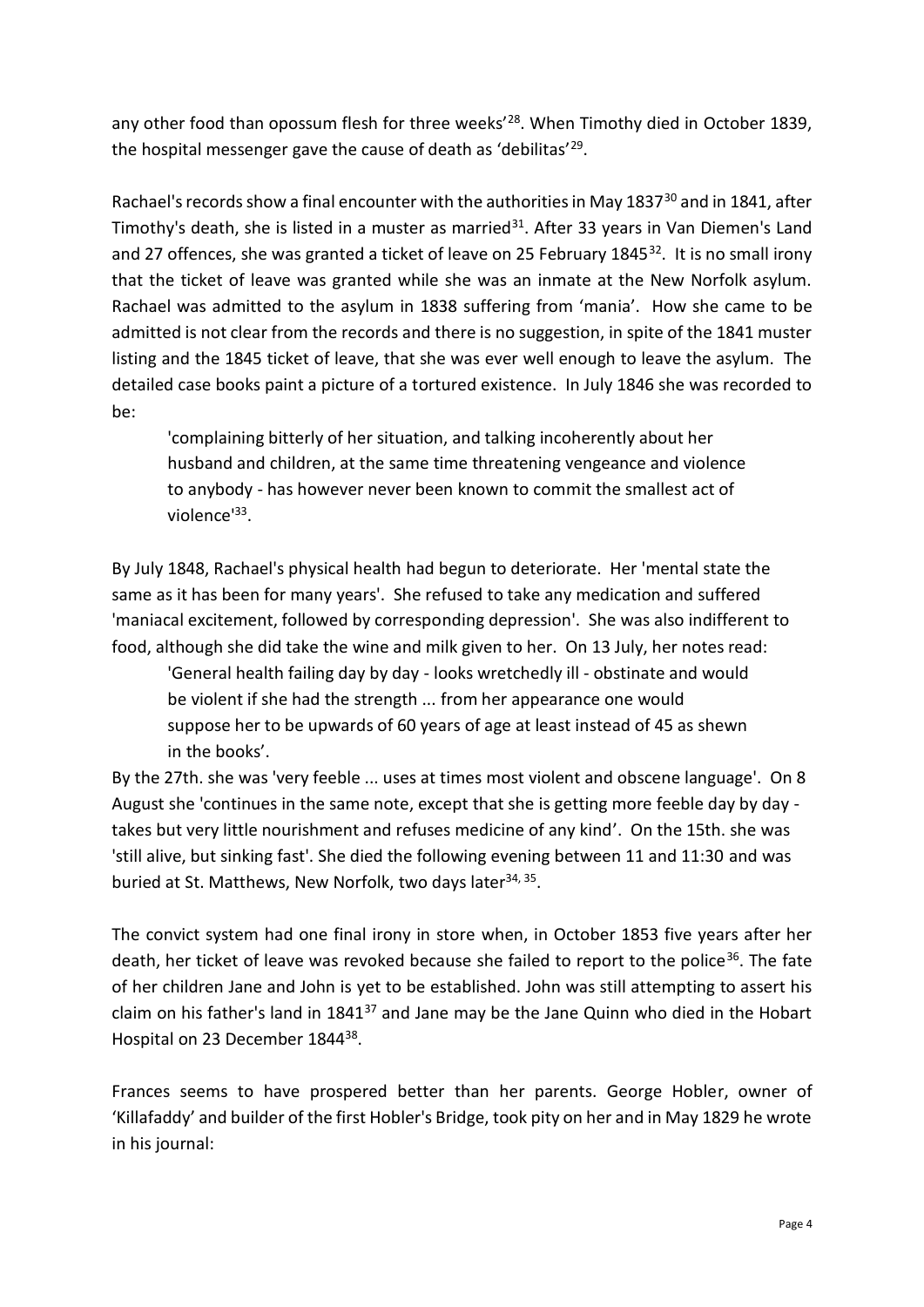any other food than opossum flesh for three weeks'[28]. When Timothy died in October 1839, the hospital messenger gave the cause of death as 'debilitas'[29].

Rachael's records show a final encounter with the authorities in May 1837[30] and in 1841, after Timothy's death, she is listed in a muster as married[31]. After 33 years in Van Diemen's Land and 27 offences, she was granted a ticket of leave on 25 February 1845[32]. It is no small irony that the ticket of leave was granted while she was an inmate at the New Norfolk asylum. Rachael was admitted to the asylum in 1838 suffering from 'mania'. How she came to be admitted is not clear from the records and there is no suggestion, in spite of the 1841 muster listing and the 1845 ticket of leave, that she was ever well enough to leave the asylum. The detailed case books paint a picture of a tortured existence. In July 1846 she was recorded to be:

> 'complaining bitterly of her situation, and talking incoherently about her husband and children, at the same time threatening vengeance and violence to anybody - has however never been known to commit the smallest act of violence'[33].

By July 1848, Rachael's physical health had begun to deteriorate. Her 'mental state the same as it has been for many years'. She refused to take any medication and suffered 'maniacal excitement, followed by corresponding depression'. She was also indifferent to food, although she did take the wine and milk given to her. On 13 July, her notes read:

> 'General health failing day by day - looks wretchedly ill - obstinate and would be violent if she had the strength ... from her appearance one would suppose her to be upwards of 60 years of age at least instead of 45 as shewn in the books'.

By the 27th. she was 'very feeble ... uses at times most violent and obscene language'. On 8 August she 'continues in the same note, except that she is getting more feeble day by day - takes but very little nourishment and refuses medicine of any kind'. On the 15th. she was 'still alive, but sinking fast'. She died the following evening between 11 and 11:30 and was buried at St. Matthews, New Norfolk, two days later[34, 35].

The convict system had one final irony in store when, in October 1853 five years after her death, her ticket of leave was revoked because she failed to report to the police[36]. The fate of her children Jane and John is yet to be established. John was still attempting to assert his claim on his father's land in 1841[37] and Jane may be the Jane Quinn who died in the Hobart Hospital on 23 December 1844[38].

Frances seems to have prospered better than her parents. George Hobler, owner of 'Killafaddy' and builder of the first Hobler's Bridge, took pity on her and in May 1829 he wrote in his journal: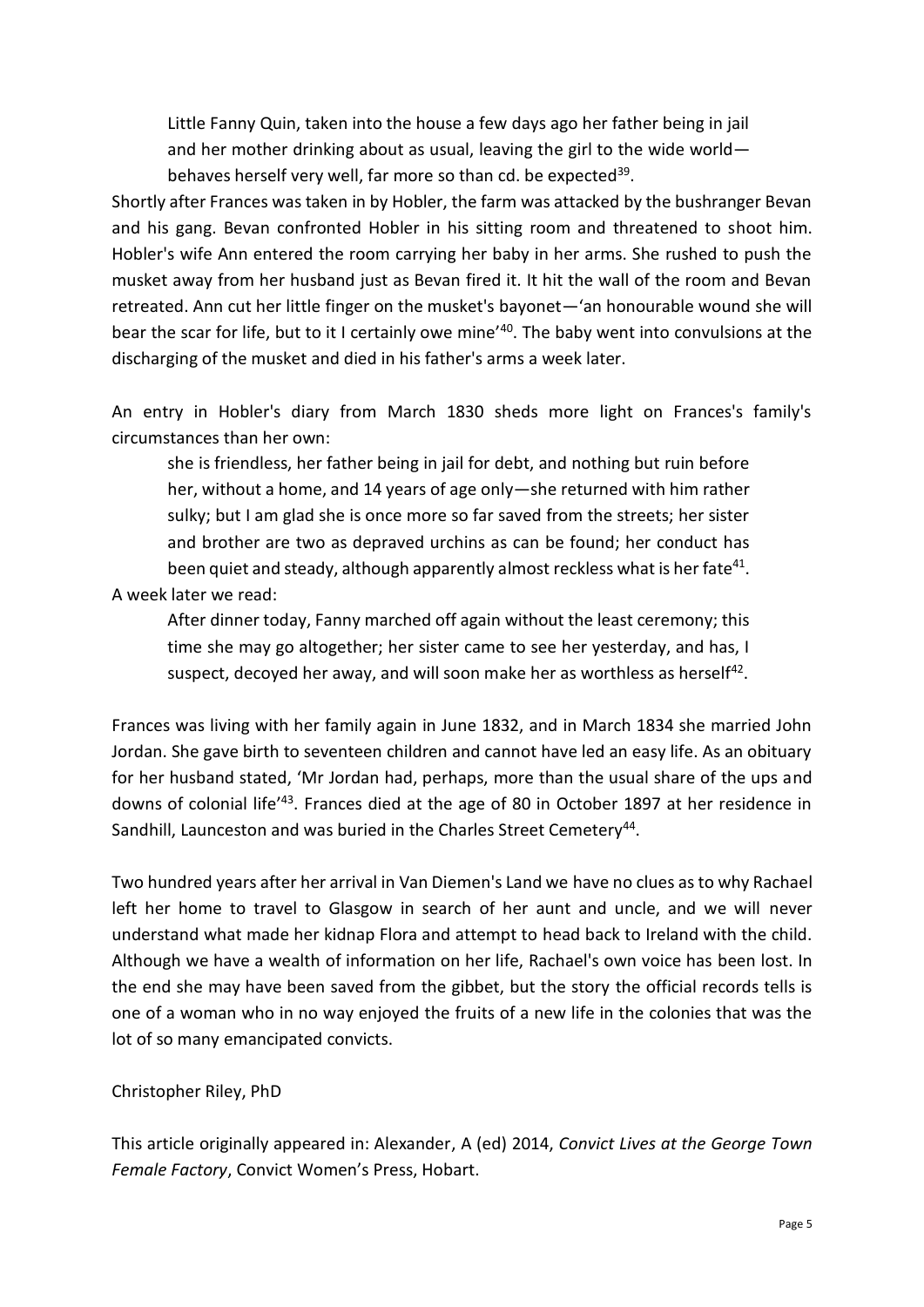> Little Fanny Quin, taken into the house a few days ago her father being in jail and her mother drinking about as usual, leaving the girl to the wide world—behaves herself very well, far more so than cd. be expected[39].

Shortly after Frances was taken in by Hobler, the farm was attacked by the bushranger Bevan and his gang. Bevan confronted Hobler in his sitting room and threatened to shoot him. Hobler's wife Ann entered the room carrying her baby in her arms. She rushed to push the musket away from her husband just as Bevan fired it. It hit the wall of the room and Bevan retreated. Ann cut her little finger on the musket's bayonet—'an honourable wound she will bear the scar for life, but to it I certainly owe mine'[40]. The baby went into convulsions at the discharging of the musket and died in his father's arms a week later.

An entry in Hobler's diary from March 1830 sheds more light on Frances's family's circumstances than her own:

> she is friendless, her father being in jail for debt, and nothing but ruin before her, without a home, and 14 years of age only—she returned with him rather sulky; but I am glad she is once more so far saved from the streets; her sister and brother are two as depraved urchins as can be found; her conduct has been quiet and steady, although apparently almost reckless what is her fate[41].

A week later we read:

> After dinner today, Fanny marched off again without the least ceremony; this time she may go altogether; her sister came to see her yesterday, and has, I suspect, decoyed her away, and will soon make her as worthless as herself[42].

Frances was living with her family again in June 1832, and in March 1834 she married John Jordan. She gave birth to seventeen children and cannot have led an easy life. As an obituary for her husband stated, 'Mr Jordan had, perhaps, more than the usual share of the ups and downs of colonial life'[43]. Frances died at the age of 80 in October 1897 at her residence in Sandhill, Launceston and was buried in the Charles Street Cemetery[44].

Two hundred years after her arrival in Van Diemen's Land we have no clues as to why Rachael left her home to travel to Glasgow in search of her aunt and uncle, and we will never understand what made her kidnap Flora and attempt to head back to Ireland with the child. Although we have a wealth of information on her life, Rachael's own voice has been lost. In the end she may have been saved from the gibbet, but the story the official records tells is one of a woman who in no way enjoyed the fruits of a new life in the colonies that was the lot of so many emancipated convicts.

Christopher Riley, PhD

This article originally appeared in: Alexander, A (ed) 2014, *Convict Lives at the George Town Female Factory*, Convict Women's Press, Hobart.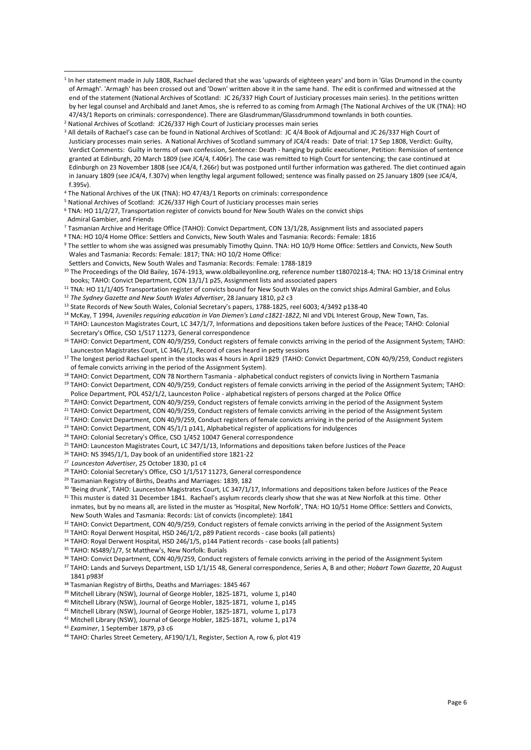[1] In her statement made in July 1808, Rachael declared that she was 'upwards of eighteen years' and born in 'Glas Drumond in the county of Armagh'. 'Armagh' has been crossed out and 'Down' written above it in the same hand. The edit is confirmed and witnessed at the end of the statement (National Archives of Scotland: JC 26/337 High Court of Justiciary processes main series). In the petitions written by her legal counsel and Archibald and Janet Amos, she is referred to as coming from Armagh (The National Archives of the UK (TNA): HO 47/43/1 Reports on criminals: correspondence). There are Glasdrumman/Glassdrummond townlands in both counties.

[2] National Archives of Scotland: JC26/337 High Court of Justiciary processes main series

[3] All details of Rachael's case can be found in National Archives of Scotland: JC 4/4 Book of Adjournal and JC 26/337 High Court of Justiciary processes main series. A National Archives of Scotland summary of JC4/4 reads: Date of trial: 17 Sep 1808, Verdict: Guilty, Verdict Comments: Guilty in terms of own confession, Sentence: Death - hanging by public executioner, Petition: Remission of sentence granted at Edinburgh, 20 March 1809 (see JC4/4, f.406r). The case was remitted to High Court for sentencing; the case continued at Edinburgh on 23 November 1808 (see JC4/4, f.266r) but was postponed until further information was gathered. The diet continued again in January 1809 (see JC4/4, f.307v) when lengthy legal argument followed; sentence was finally passed on 25 January 1809 (see JC4/4, f.395v).

[4] The National Archives of the UK (TNA): HO 47/43/1 Reports on criminals: correspondence

[5] National Archives of Scotland: JC26/337 High Court of Justiciary processes main series

[6] TNA: HO 11/2/27, Transportation register of convicts bound for New South Wales on the convict ships Admiral Gambier, and Friends

[7] Tasmanian Archive and Heritage Office (TAHO): Convict Department, CON 13/1/28, Assignment lists and associated papers

[8] TNA: HO 10/4 Home Office: Settlers and Convicts, New South Wales and Tasmania: Records: Female: 1816

[9] The settler to whom she was assigned was presumably Timothy Quinn. TNA: HO 10/9 Home Office: Settlers and Convicts, New South Wales and Tasmania: Records: Female: 1817; TNA: HO 10/2 Home Office: Settlers and Convicts, New South Wales and Tasmania: Records: Female: 1788-1819

[10] The Proceedings of the Old Bailey, 1674-1913, www.oldbaileyonline.org, reference number t18070218-4; TNA: HO 13/18 Criminal entry books; TAHO: Convict Department, CON 13/1/1 p25, Assignment lists and associated papers

[11] TNA: HO 11/1/405 Transportation register of convicts bound for New South Wales on the convict ships Admiral Gambier, and Eolus

[12] *The Sydney Gazette and New South Wales Advertiser*, 28 January 1810, p2 c3

[13] State Records of New South Wales, Colonial Secretary's papers, 1788-1825, reel 6003; 4/3492 p138-40

[14] McKay, T 1994, *Juveniles requiring education in Van Diemen's Land c1821-1822*, NI and VDL Interest Group, New Town, Tas.

[15] TAHO: Launceston Magistrates Court, LC 347/1/7, Informations and depositions taken before Justices of the Peace; TAHO: Colonial Secretary's Office, CSO 1/517 11273, General correspondence

[16] TAHO: Convict Department, CON 40/9/259, Conduct registers of female convicts arriving in the period of the Assignment System; TAHO: Launceston Magistrates Court, LC 346/1/1, Record of cases heard in petty sessions

[17] The longest period Rachael spent in the stocks was 4 hours in April 1829 (TAHO: Convict Department, CON 40/9/259, Conduct registers of female convicts arriving in the period of the Assignment System).

[18] TAHO: Convict Department, CON 78 Northern Tasmania - alphabetical conduct registers of convicts living in Northern Tasmania

[19] TAHO: Convict Department, CON 40/9/259, Conduct registers of female convicts arriving in the period of the Assignment System; TAHO: Police Department, POL 452/1/2, Launceston Police - alphabetical registers of persons charged at the Police Office

[20] TAHO: Convict Department, CON 40/9/259, Conduct registers of female convicts arriving in the period of the Assignment System

[21] TAHO: Convict Department, CON 40/9/259, Conduct registers of female convicts arriving in the period of the Assignment System

[22] TAHO: Convict Department, CON 40/9/259, Conduct registers of female convicts arriving in the period of the Assignment System

[23] TAHO: Convict Department, CON 45/1/1 p141, Alphabetical register of applications for indulgences

[24] TAHO: Colonial Secretary's Office, CSO 1/452 10047 General correspondence

[25] TAHO: Launceston Magistrates Court, LC 347/1/13, Informations and depositions taken before Justices of the Peace

[26] TAHO: NS 3945/1/1, Day book of an unidentified store 1821-22

[27] *Launceston Advertiser*, 25 October 1830, p1 c4

[28] TAHO: Colonial Secretary's Office, CSO 1/1/517 11273, General correspondence

[29] Tasmanian Registry of Births, Deaths and Marriages: 1839, 182

[30] 'Being drunk', TAHO: Launceston Magistrates Court, LC 347/1/17, Informations and depositions taken before Justices of the Peace

[31] This muster is dated 31 December 1841. Rachael's asylum records clearly show that she was at New Norfolk at this time. Other inmates, but by no means all, are listed in the muster as 'Hospital, New Norfolk', TNA: HO 10/51 Home Office: Settlers and Convicts, New South Wales and Tasmania: Records: List of convicts (incomplete): 1841

[32] TAHO: Convict Department, CON 40/9/259, Conduct registers of female convicts arriving in the period of the Assignment System

[33] TAHO: Royal Derwent Hospital, HSD 246/1/2, p89 Patient records - case books (all patients)

[34] TAHO: Royal Derwent Hospital, HSD 246/1/5, p144 Patient records - case books (all patients)

[35] TAHO: NS489/1/7, St Matthew's, New Norfolk: Burials

[36] TAHO: Convict Department, CON 40/9/259, Conduct registers of female convicts arriving in the period of the Assignment System

[37] TAHO: Lands and Surveys Department, LSD 1/1/15 48, General correspondence, Series A, B and other; *Hobart Town Gazette*, 20 August 1841 p983f

[38] Tasmanian Registry of Births, Deaths and Marriages: 1845 467

[39] Mitchell Library (NSW), Journal of George Hobler, 1825-1871, volume 1, p140

[40] Mitchell Library (NSW), Journal of George Hobler, 1825-1871, volume 1, p145

[41] Mitchell Library (NSW), Journal of George Hobler, 1825-1871, volume 1, p173

[42] Mitchell Library (NSW), Journal of George Hobler, 1825-1871, volume 1, p174

[43] *Examiner*, 1 September 1879, p3 c6

[44] TAHO: Charles Street Cemetery, AF190/1/1, Register, Section A, row 6, plot 419